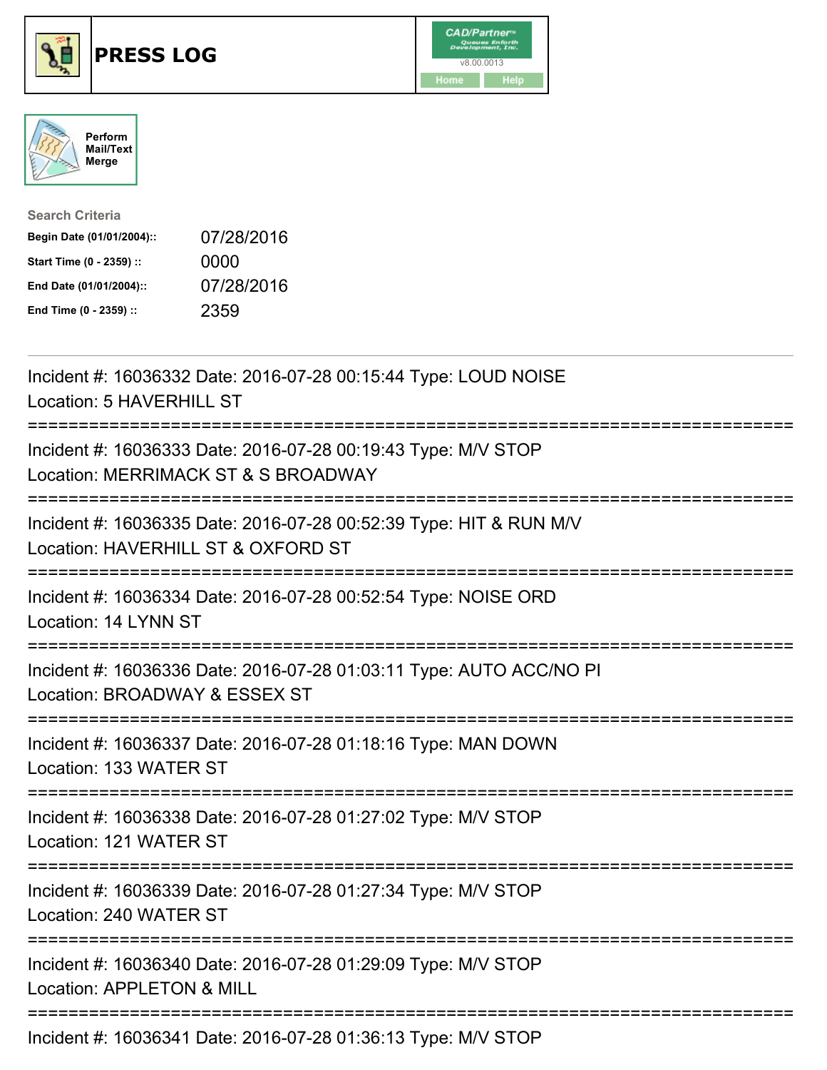# PRESS LOG

Perform Mail/Text Merge

**Search Criteria**

| | |
|---|---|
| **Begin Date (01/01/2004)::** | 07/28/2016 |
| **Start Time (0 - 2359) ::** | 0000 |
| **End Date (01/01/2004)::** | 07/28/2016 |
| **End Time (0 - 2359) ::** | 2359 |

Incident #: 16036332 Date: 2016-07-28 00:15:44 Type: LOUD NOISE
Location: 5 HAVERHILL ST

===========================================================================

Incident #: 16036333 Date: 2016-07-28 00:19:43 Type: M/V STOP
Location: MERRIMACK ST & S BROADWAY

===========================================================================

Incident #: 16036335 Date: 2016-07-28 00:52:39 Type: HIT & RUN M/V
Location: HAVERHILL ST & OXFORD ST

===========================================================================

Incident #: 16036334 Date: 2016-07-28 00:52:54 Type: NOISE ORD
Location: 14 LYNN ST

===========================================================================

Incident #: 16036336 Date: 2016-07-28 01:03:11 Type: AUTO ACC/NO PI
Location: BROADWAY & ESSEX ST

===========================================================================

Incident #: 16036337 Date: 2016-07-28 01:18:16 Type: MAN DOWN
Location: 133 WATER ST

===========================================================================

Incident #: 16036338 Date: 2016-07-28 01:27:02 Type: M/V STOP
Location: 121 WATER ST

===========================================================================

Incident #: 16036339 Date: 2016-07-28 01:27:34 Type: M/V STOP
Location: 240 WATER ST

===========================================================================

Incident #: 16036340 Date: 2016-07-28 01:29:09 Type: M/V STOP
Location: APPLETON & MILL

===========================================================================

Incident #: 16036341 Date: 2016-07-28 01:36:13 Type: M/V STOP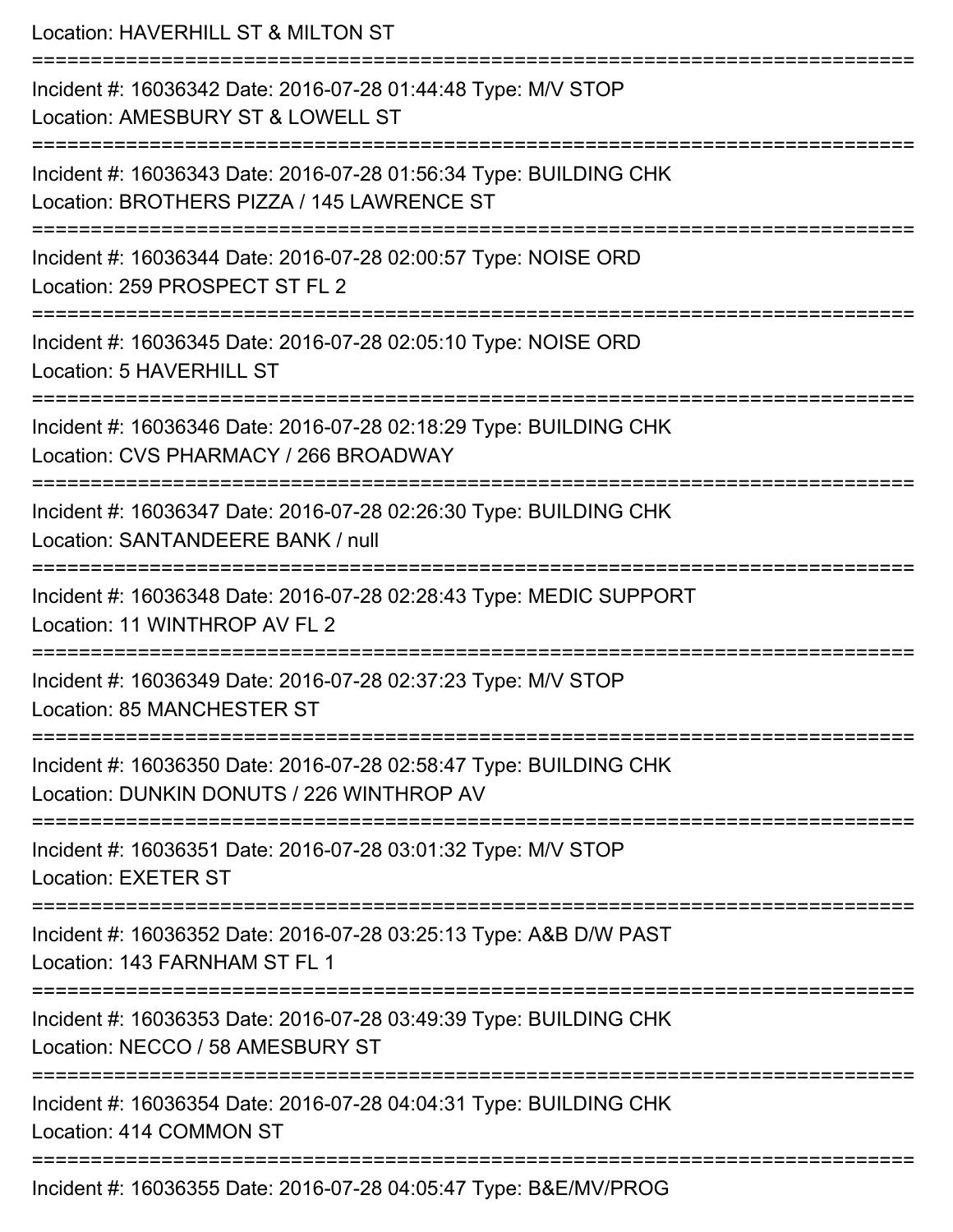Location: HAVERHILL ST & MILTON ST

===========================================================================

Incident #: 16036342 Date: 2016-07-28 01:44:48 Type: M/V STOP
Location: AMESBURY ST & LOWELL ST

===========================================================================

Incident #: 16036343 Date: 2016-07-28 01:56:34 Type: BUILDING CHK
Location: BROTHERS PIZZA / 145 LAWRENCE ST

===========================================================================

Incident #: 16036344 Date: 2016-07-28 02:00:57 Type: NOISE ORD
Location: 259 PROSPECT ST FL 2

===========================================================================

Incident #: 16036345 Date: 2016-07-28 02:05:10 Type: NOISE ORD
Location: 5 HAVERHILL ST

===========================================================================

Incident #: 16036346 Date: 2016-07-28 02:18:29 Type: BUILDING CHK
Location: CVS PHARMACY / 266 BROADWAY

===========================================================================

Incident #: 16036347 Date: 2016-07-28 02:26:30 Type: BUILDING CHK
Location: SANTANDEERE BANK / null

===========================================================================

Incident #: 16036348 Date: 2016-07-28 02:28:43 Type: MEDIC SUPPORT
Location: 11 WINTHROP AV FL 2

===========================================================================

Incident #: 16036349 Date: 2016-07-28 02:37:23 Type: M/V STOP
Location: 85 MANCHESTER ST

===========================================================================

Incident #: 16036350 Date: 2016-07-28 02:58:47 Type: BUILDING CHK
Location: DUNKIN DONUTS / 226 WINTHROP AV

===========================================================================

Incident #: 16036351 Date: 2016-07-28 03:01:32 Type: M/V STOP
Location: EXETER ST

===========================================================================

Incident #: 16036352 Date: 2016-07-28 03:25:13 Type: A&B D/W PAST
Location: 143 FARNHAM ST FL 1

===========================================================================

Incident #: 16036353 Date: 2016-07-28 03:49:39 Type: BUILDING CHK
Location: NECCO / 58 AMESBURY ST

===========================================================================

Incident #: 16036354 Date: 2016-07-28 04:04:31 Type: BUILDING CHK
Location: 414 COMMON ST

===========================================================================

Incident #: 16036355 Date: 2016-07-28 04:05:47 Type: B&E/MV/PROG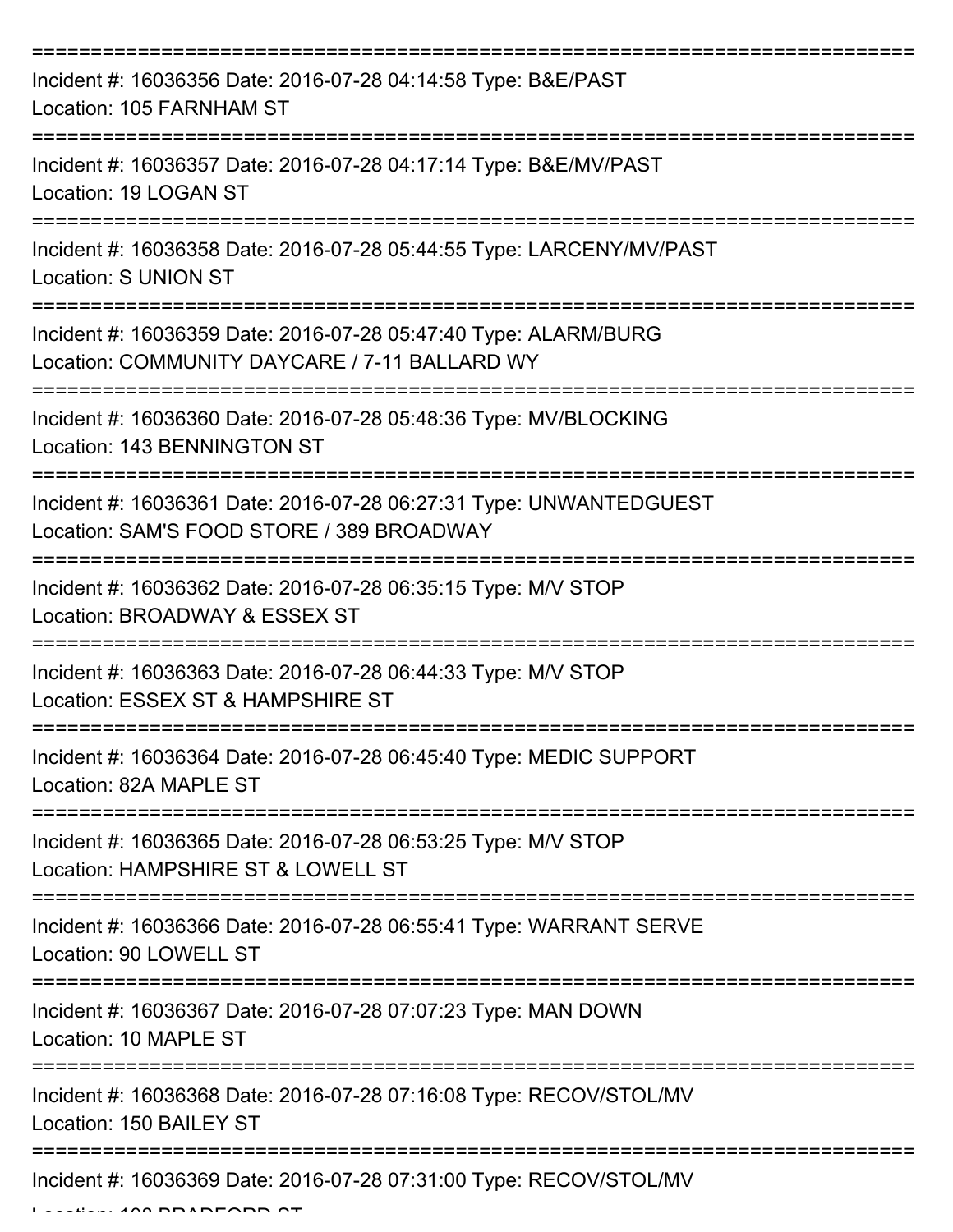===========================================================================

Incident #: 16036356 Date: 2016-07-28 04:14:58 Type: B&E/PAST
Location: 105 FARNHAM ST

===========================================================================

Incident #: 16036357 Date: 2016-07-28 04:17:14 Type: B&E/MV/PAST
Location: 19 LOGAN ST

===========================================================================

Incident #: 16036358 Date: 2016-07-28 05:44:55 Type: LARCENY/MV/PAST
Location: S UNION ST

===========================================================================

Incident #: 16036359 Date: 2016-07-28 05:47:40 Type: ALARM/BURG
Location: COMMUNITY DAYCARE / 7-11 BALLARD WY

===========================================================================

Incident #: 16036360 Date: 2016-07-28 05:48:36 Type: MV/BLOCKING
Location: 143 BENNINGTON ST

===========================================================================

Incident #: 16036361 Date: 2016-07-28 06:27:31 Type: UNWANTEDGUEST
Location: SAM'S FOOD STORE / 389 BROADWAY

===========================================================================

Incident #: 16036362 Date: 2016-07-28 06:35:15 Type: M/V STOP
Location: BROADWAY & ESSEX ST

===========================================================================

Incident #: 16036363 Date: 2016-07-28 06:44:33 Type: M/V STOP
Location: ESSEX ST & HAMPSHIRE ST

===========================================================================

Incident #: 16036364 Date: 2016-07-28 06:45:40 Type: MEDIC SUPPORT
Location: 82A MAPLE ST

===========================================================================

Incident #: 16036365 Date: 2016-07-28 06:53:25 Type: M/V STOP
Location: HAMPSHIRE ST & LOWELL ST

===========================================================================

Incident #: 16036366 Date: 2016-07-28 06:55:41 Type: WARRANT SERVE
Location: 90 LOWELL ST

===========================================================================

Incident #: 16036367 Date: 2016-07-28 07:07:23 Type: MAN DOWN
Location: 10 MAPLE ST

===========================================================================

Incident #: 16036368 Date: 2016-07-28 07:16:08 Type: RECOV/STOL/MV
Location: 150 BAILEY ST

===========================================================================

Incident #: 16036369 Date: 2016-07-28 07:31:00 Type: RECOV/STOL/MV
Location: 108 BRADFORD ST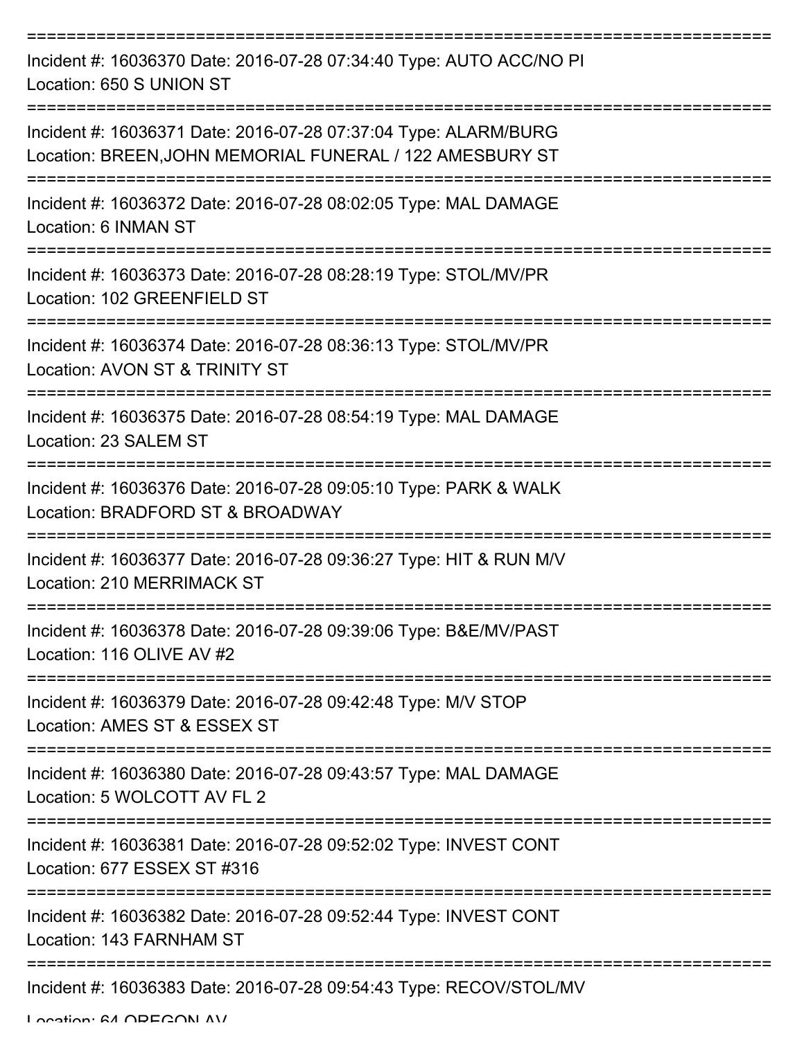===========================================================================

Incident #: 16036370 Date: 2016-07-28 07:34:40 Type: AUTO ACC/NO PI
Location: 650 S UNION ST

===========================================================================

Incident #: 16036371 Date: 2016-07-28 07:37:04 Type: ALARM/BURG
Location: BREEN,JOHN MEMORIAL FUNERAL / 122 AMESBURY ST

===========================================================================

Incident #: 16036372 Date: 2016-07-28 08:02:05 Type: MAL DAMAGE
Location: 6 INMAN ST

===========================================================================

Incident #: 16036373 Date: 2016-07-28 08:28:19 Type: STOL/MV/PR
Location: 102 GREENFIELD ST

===========================================================================

Incident #: 16036374 Date: 2016-07-28 08:36:13 Type: STOL/MV/PR
Location: AVON ST & TRINITY ST

===========================================================================

Incident #: 16036375 Date: 2016-07-28 08:54:19 Type: MAL DAMAGE
Location: 23 SALEM ST

===========================================================================

Incident #: 16036376 Date: 2016-07-28 09:05:10 Type: PARK & WALK
Location: BRADFORD ST & BROADWAY

===========================================================================

Incident #: 16036377 Date: 2016-07-28 09:36:27 Type: HIT & RUN M/V
Location: 210 MERRIMACK ST

===========================================================================

Incident #: 16036378 Date: 2016-07-28 09:39:06 Type: B&E/MV/PAST
Location: 116 OLIVE AV #2

===========================================================================

Incident #: 16036379 Date: 2016-07-28 09:42:48 Type: M/V STOP
Location: AMES ST & ESSEX ST

===========================================================================

Incident #: 16036380 Date: 2016-07-28 09:43:57 Type: MAL DAMAGE
Location: 5 WOLCOTT AV FL 2

===========================================================================

Incident #: 16036381 Date: 2016-07-28 09:52:02 Type: INVEST CONT
Location: 677 ESSEX ST #316

===========================================================================

Incident #: 16036382 Date: 2016-07-28 09:52:44 Type: INVEST CONT
Location: 143 FARNHAM ST

===========================================================================

Incident #: 16036383 Date: 2016-07-28 09:54:43 Type: RECOV/STOL/MV
Location: 64 OREGON AV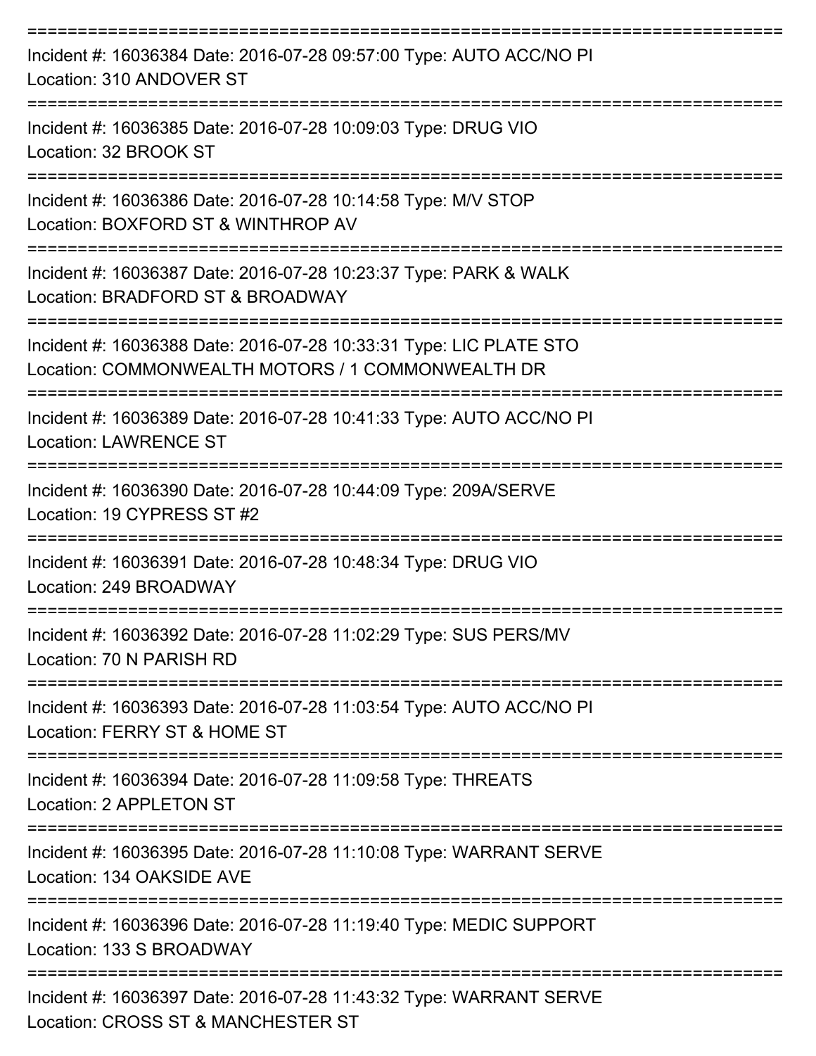===========================================================================

Incident #: 16036384 Date: 2016-07-28 09:57:00 Type: AUTO ACC/NO PI
Location: 310 ANDOVER ST

===========================================================================

Incident #: 16036385 Date: 2016-07-28 10:09:03 Type: DRUG VIO
Location: 32 BROOK ST

===========================================================================

Incident #: 16036386 Date: 2016-07-28 10:14:58 Type: M/V STOP
Location: BOXFORD ST & WINTHROP AV

===========================================================================

Incident #: 16036387 Date: 2016-07-28 10:23:37 Type: PARK & WALK
Location: BRADFORD ST & BROADWAY

===========================================================================

Incident #: 16036388 Date: 2016-07-28 10:33:31 Type: LIC PLATE STO
Location: COMMONWEALTH MOTORS / 1 COMMONWEALTH DR

===========================================================================

Incident #: 16036389 Date: 2016-07-28 10:41:33 Type: AUTO ACC/NO PI
Location: LAWRENCE ST

===========================================================================

Incident #: 16036390 Date: 2016-07-28 10:44:09 Type: 209A/SERVE
Location: 19 CYPRESS ST #2

===========================================================================

Incident #: 16036391 Date: 2016-07-28 10:48:34 Type: DRUG VIO
Location: 249 BROADWAY

===========================================================================

Incident #: 16036392 Date: 2016-07-28 11:02:29 Type: SUS PERS/MV
Location: 70 N PARISH RD

===========================================================================

Incident #: 16036393 Date: 2016-07-28 11:03:54 Type: AUTO ACC/NO PI
Location: FERRY ST & HOME ST

===========================================================================

Incident #: 16036394 Date: 2016-07-28 11:09:58 Type: THREATS
Location: 2 APPLETON ST

===========================================================================

Incident #: 16036395 Date: 2016-07-28 11:10:08 Type: WARRANT SERVE
Location: 134 OAKSIDE AVE

===========================================================================

Incident #: 16036396 Date: 2016-07-28 11:19:40 Type: MEDIC SUPPORT
Location: 133 S BROADWAY

===========================================================================

Incident #: 16036397 Date: 2016-07-28 11:43:32 Type: WARRANT SERVE
Location: CROSS ST & MANCHESTER ST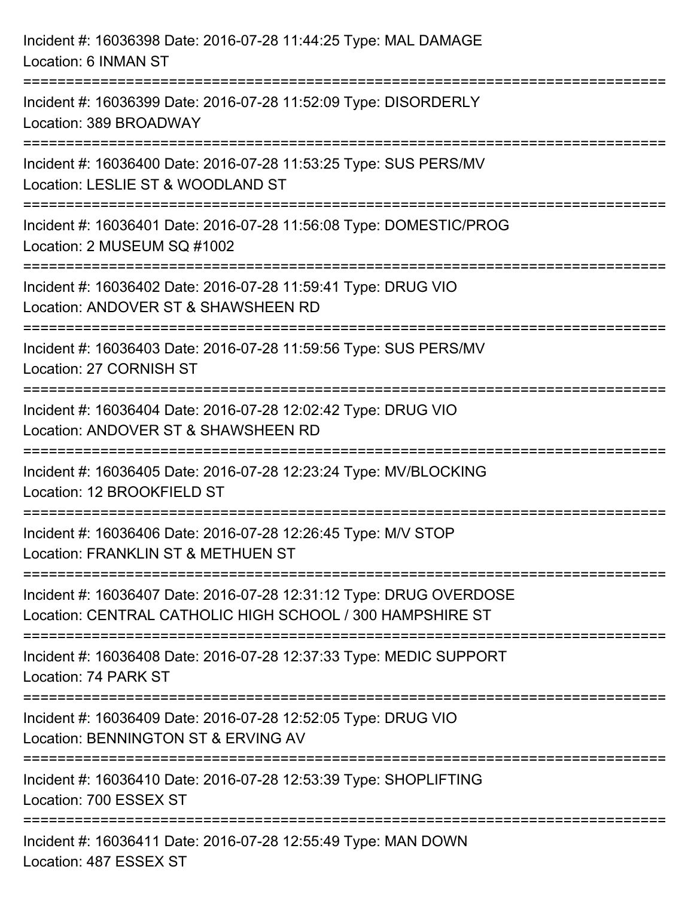Incident #: 16036398 Date: 2016-07-28 11:44:25 Type: MAL DAMAGE
Location: 6 INMAN ST

===========================================================================

Incident #: 16036399 Date: 2016-07-28 11:52:09 Type: DISORDERLY
Location: 389 BROADWAY

===========================================================================

Incident #: 16036400 Date: 2016-07-28 11:53:25 Type: SUS PERS/MV
Location: LESLIE ST & WOODLAND ST

===========================================================================

Incident #: 16036401 Date: 2016-07-28 11:56:08 Type: DOMESTIC/PROG
Location: 2 MUSEUM SQ #1002

===========================================================================

Incident #: 16036402 Date: 2016-07-28 11:59:41 Type: DRUG VIO
Location: ANDOVER ST & SHAWSHEEN RD

===========================================================================

Incident #: 16036403 Date: 2016-07-28 11:59:56 Type: SUS PERS/MV
Location: 27 CORNISH ST

===========================================================================

Incident #: 16036404 Date: 2016-07-28 12:02:42 Type: DRUG VIO
Location: ANDOVER ST & SHAWSHEEN RD

===========================================================================

Incident #: 16036405 Date: 2016-07-28 12:23:24 Type: MV/BLOCKING
Location: 12 BROOKFIELD ST

===========================================================================

Incident #: 16036406 Date: 2016-07-28 12:26:45 Type: M/V STOP
Location: FRANKLIN ST & METHUEN ST

===========================================================================

Incident #: 16036407 Date: 2016-07-28 12:31:12 Type: DRUG OVERDOSE
Location: CENTRAL CATHOLIC HIGH SCHOOL / 300 HAMPSHIRE ST

===========================================================================

Incident #: 16036408 Date: 2016-07-28 12:37:33 Type: MEDIC SUPPORT
Location: 74 PARK ST

===========================================================================

Incident #: 16036409 Date: 2016-07-28 12:52:05 Type: DRUG VIO
Location: BENNINGTON ST & ERVING AV

===========================================================================

Incident #: 16036410 Date: 2016-07-28 12:53:39 Type: SHOPLIFTING
Location: 700 ESSEX ST

===========================================================================

Incident #: 16036411 Date: 2016-07-28 12:55:49 Type: MAN DOWN
Location: 487 ESSEX ST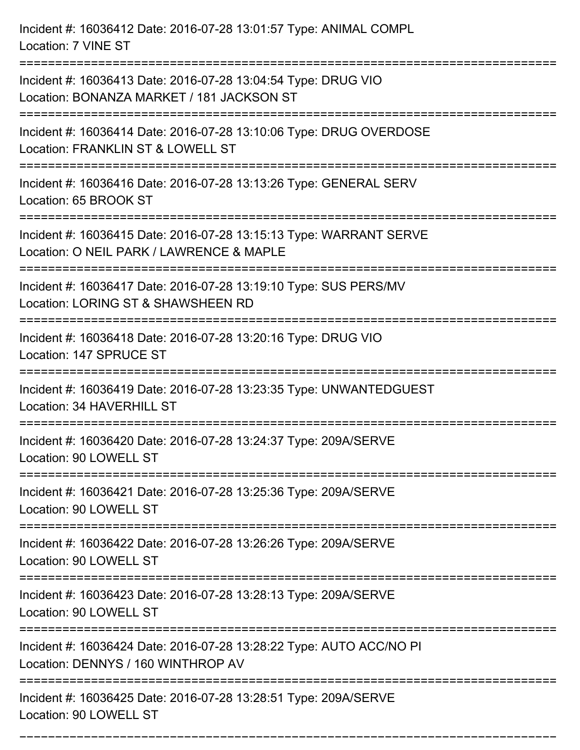Incident #: 16036412 Date: 2016-07-28 13:01:57 Type: ANIMAL COMPL
Location: 7 VINE ST

===========================================================================

Incident #: 16036413 Date: 2016-07-28 13:04:54 Type: DRUG VIO
Location: BONANZA MARKET / 181 JACKSON ST

===========================================================================

Incident #: 16036414 Date: 2016-07-28 13:10:06 Type: DRUG OVERDOSE
Location: FRANKLIN ST & LOWELL ST

===========================================================================

Incident #: 16036416 Date: 2016-07-28 13:13:26 Type: GENERAL SERV
Location: 65 BROOK ST

===========================================================================

Incident #: 16036415 Date: 2016-07-28 13:15:13 Type: WARRANT SERVE
Location: O NEIL PARK / LAWRENCE & MAPLE

===========================================================================

Incident #: 16036417 Date: 2016-07-28 13:19:10 Type: SUS PERS/MV
Location: LORING ST & SHAWSHEEN RD

===========================================================================

Incident #: 16036418 Date: 2016-07-28 13:20:16 Type: DRUG VIO
Location: 147 SPRUCE ST

===========================================================================

Incident #: 16036419 Date: 2016-07-28 13:23:35 Type: UNWANTEDGUEST
Location: 34 HAVERHILL ST

===========================================================================

Incident #: 16036420 Date: 2016-07-28 13:24:37 Type: 209A/SERVE
Location: 90 LOWELL ST

===========================================================================

Incident #: 16036421 Date: 2016-07-28 13:25:36 Type: 209A/SERVE
Location: 90 LOWELL ST

===========================================================================

Incident #: 16036422 Date: 2016-07-28 13:26:26 Type: 209A/SERVE
Location: 90 LOWELL ST

===========================================================================

Incident #: 16036423 Date: 2016-07-28 13:28:13 Type: 209A/SERVE
Location: 90 LOWELL ST

===========================================================================

Incident #: 16036424 Date: 2016-07-28 13:28:22 Type: AUTO ACC/NO PI
Location: DENNYS / 160 WINTHROP AV

===========================================================================

Incident #: 16036425 Date: 2016-07-28 13:28:51 Type: 209A/SERVE
Location: 90 LOWELL ST

===========================================================================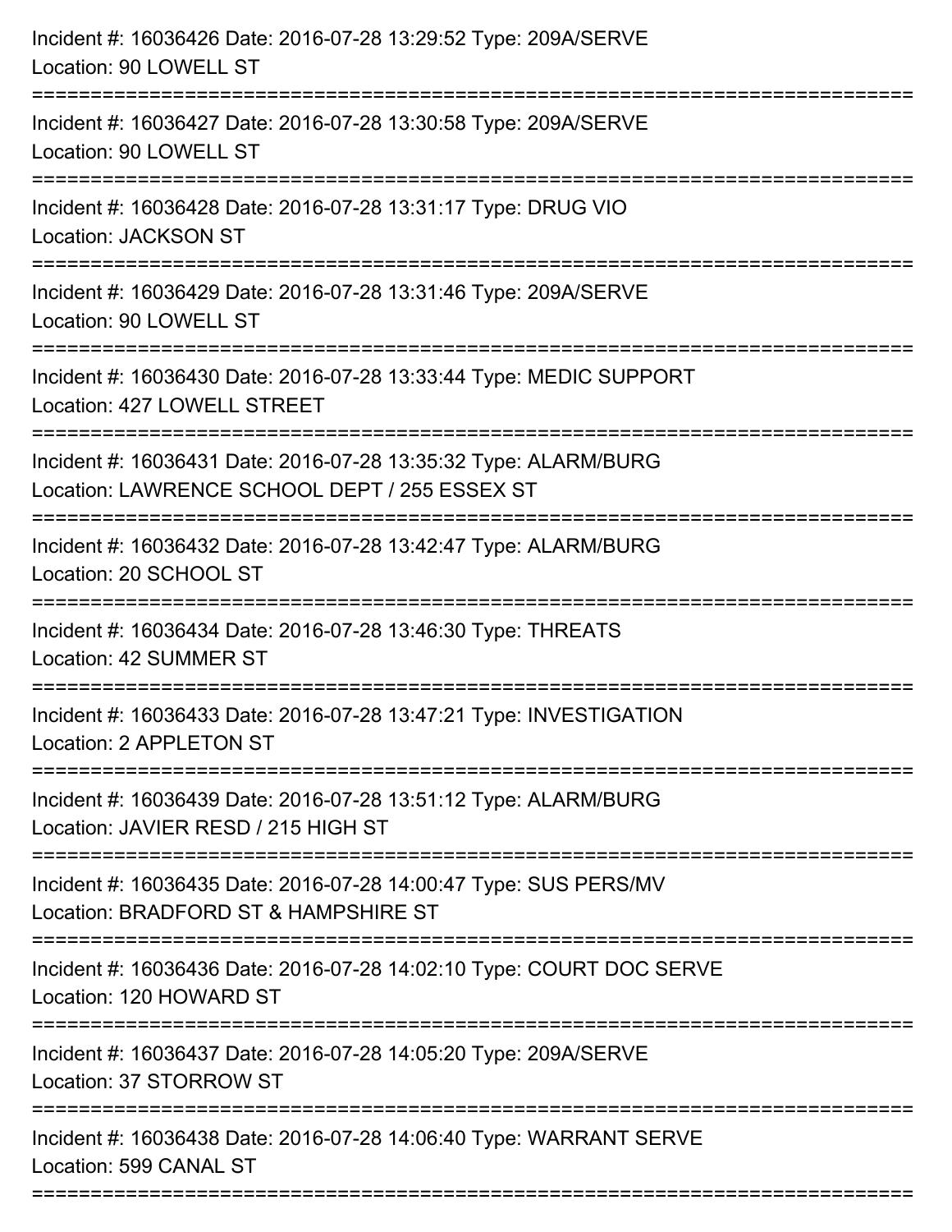Incident #: 16036426 Date: 2016-07-28 13:29:52 Type: 209A/SERVE
Location: 90 LOWELL ST

===========================================================================

Incident #: 16036427 Date: 2016-07-28 13:30:58 Type: 209A/SERVE
Location: 90 LOWELL ST

===========================================================================

Incident #: 16036428 Date: 2016-07-28 13:31:17 Type: DRUG VIO
Location: JACKSON ST

===========================================================================

Incident #: 16036429 Date: 2016-07-28 13:31:46 Type: 209A/SERVE
Location: 90 LOWELL ST

===========================================================================

Incident #: 16036430 Date: 2016-07-28 13:33:44 Type: MEDIC SUPPORT
Location: 427 LOWELL STREET

===========================================================================

Incident #: 16036431 Date: 2016-07-28 13:35:32 Type: ALARM/BURG
Location: LAWRENCE SCHOOL DEPT / 255 ESSEX ST

===========================================================================

Incident #: 16036432 Date: 2016-07-28 13:42:47 Type: ALARM/BURG
Location: 20 SCHOOL ST

===========================================================================

Incident #: 16036434 Date: 2016-07-28 13:46:30 Type: THREATS
Location: 42 SUMMER ST

===========================================================================

Incident #: 16036433 Date: 2016-07-28 13:47:21 Type: INVESTIGATION
Location: 2 APPLETON ST

===========================================================================

Incident #: 16036439 Date: 2016-07-28 13:51:12 Type: ALARM/BURG
Location: JAVIER RESD / 215 HIGH ST

===========================================================================

Incident #: 16036435 Date: 2016-07-28 14:00:47 Type: SUS PERS/MV
Location: BRADFORD ST & HAMPSHIRE ST

===========================================================================

Incident #: 16036436 Date: 2016-07-28 14:02:10 Type: COURT DOC SERVE
Location: 120 HOWARD ST

===========================================================================

Incident #: 16036437 Date: 2016-07-28 14:05:20 Type: 209A/SERVE
Location: 37 STORROW ST

===========================================================================

Incident #: 16036438 Date: 2016-07-28 14:06:40 Type: WARRANT SERVE
Location: 599 CANAL ST

===========================================================================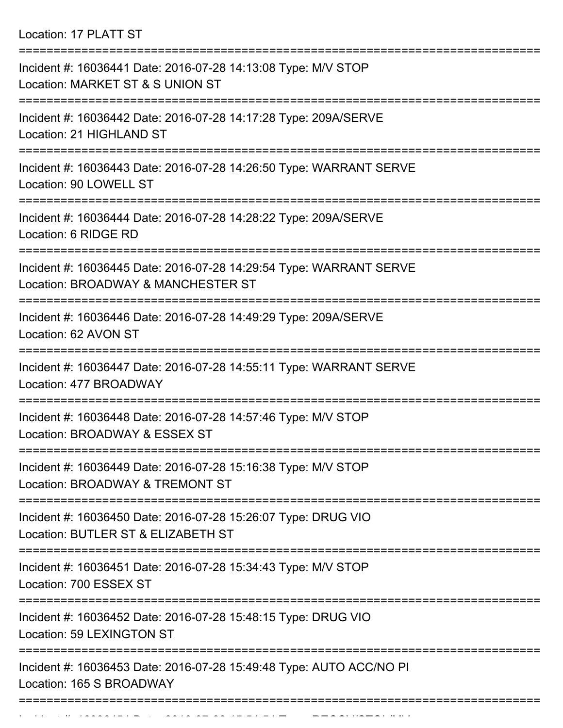Location: 17 PLATT ST

===========================================================================

Incident #: 16036441 Date: 2016-07-28 14:13:08 Type: M/V STOP
Location: MARKET ST & S UNION ST

===========================================================================

Incident #: 16036442 Date: 2016-07-28 14:17:28 Type: 209A/SERVE
Location: 21 HIGHLAND ST

===========================================================================

Incident #: 16036443 Date: 2016-07-28 14:26:50 Type: WARRANT SERVE
Location: 90 LOWELL ST

===========================================================================

Incident #: 16036444 Date: 2016-07-28 14:28:22 Type: 209A/SERVE
Location: 6 RIDGE RD

===========================================================================

Incident #: 16036445 Date: 2016-07-28 14:29:54 Type: WARRANT SERVE
Location: BROADWAY & MANCHESTER ST

===========================================================================

Incident #: 16036446 Date: 2016-07-28 14:49:29 Type: 209A/SERVE
Location: 62 AVON ST

===========================================================================

Incident #: 16036447 Date: 2016-07-28 14:55:11 Type: WARRANT SERVE
Location: 477 BROADWAY

===========================================================================

Incident #: 16036448 Date: 2016-07-28 14:57:46 Type: M/V STOP
Location: BROADWAY & ESSEX ST

===========================================================================

Incident #: 16036449 Date: 2016-07-28 15:16:38 Type: M/V STOP
Location: BROADWAY & TREMONT ST

===========================================================================

Incident #: 16036450 Date: 2016-07-28 15:26:07 Type: DRUG VIO
Location: BUTLER ST & ELIZABETH ST

===========================================================================

Incident #: 16036451 Date: 2016-07-28 15:34:43 Type: M/V STOP
Location: 700 ESSEX ST

===========================================================================

Incident #: 16036452 Date: 2016-07-28 15:48:15 Type: DRUG VIO
Location: 59 LEXINGTON ST

===========================================================================

Incident #: 16036453 Date: 2016-07-28 15:49:48 Type: AUTO ACC/NO PI
Location: 165 S BROADWAY

===========================================================================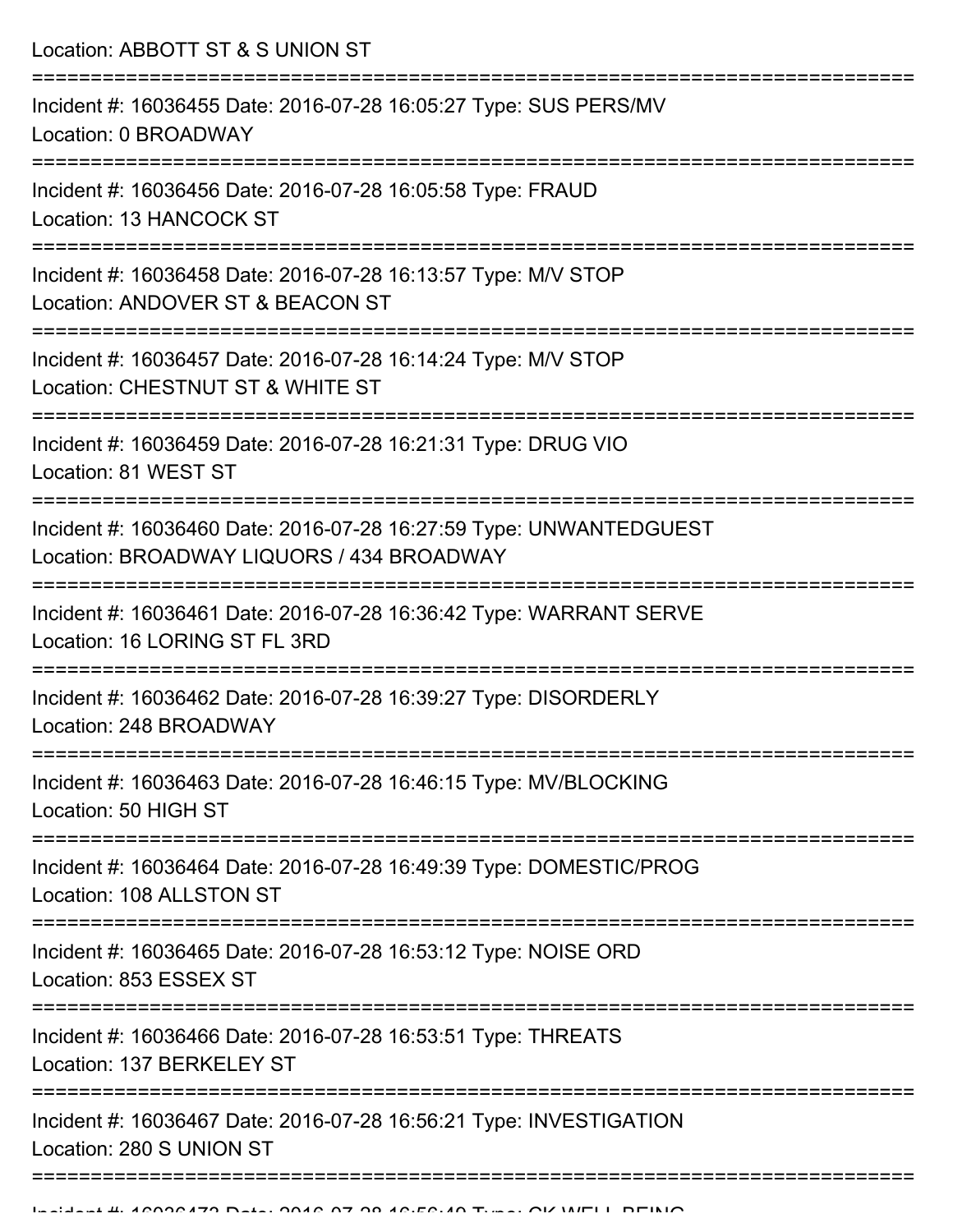Location: ABBOTT ST & S UNION ST

===========================================================================

Incident #: 16036455 Date: 2016-07-28 16:05:27 Type: SUS PERS/MV
Location: 0 BROADWAY

===========================================================================

Incident #: 16036456 Date: 2016-07-28 16:05:58 Type: FRAUD
Location: 13 HANCOCK ST

===========================================================================

Incident #: 16036458 Date: 2016-07-28 16:13:57 Type: M/V STOP
Location: ANDOVER ST & BEACON ST

===========================================================================

Incident #: 16036457 Date: 2016-07-28 16:14:24 Type: M/V STOP
Location: CHESTNUT ST & WHITE ST

===========================================================================

Incident #: 16036459 Date: 2016-07-28 16:21:31 Type: DRUG VIO
Location: 81 WEST ST

===========================================================================

Incident #: 16036460 Date: 2016-07-28 16:27:59 Type: UNWANTEDGUEST
Location: BROADWAY LIQUORS / 434 BROADWAY

===========================================================================

Incident #: 16036461 Date: 2016-07-28 16:36:42 Type: WARRANT SERVE
Location: 16 LORING ST FL 3RD

===========================================================================

Incident #: 16036462 Date: 2016-07-28 16:39:27 Type: DISORDERLY
Location: 248 BROADWAY

===========================================================================

Incident #: 16036463 Date: 2016-07-28 16:46:15 Type: MV/BLOCKING
Location: 50 HIGH ST

===========================================================================

Incident #: 16036464 Date: 2016-07-28 16:49:39 Type: DOMESTIC/PROG
Location: 108 ALLSTON ST

===========================================================================

Incident #: 16036465 Date: 2016-07-28 16:53:12 Type: NOISE ORD
Location: 853 ESSEX ST

===========================================================================

Incident #: 16036466 Date: 2016-07-28 16:53:51 Type: THREATS
Location: 137 BERKELEY ST

===========================================================================

Incident #: 16036467 Date: 2016-07-28 16:56:21 Type: INVESTIGATION
Location: 280 S UNION ST

===========================================================================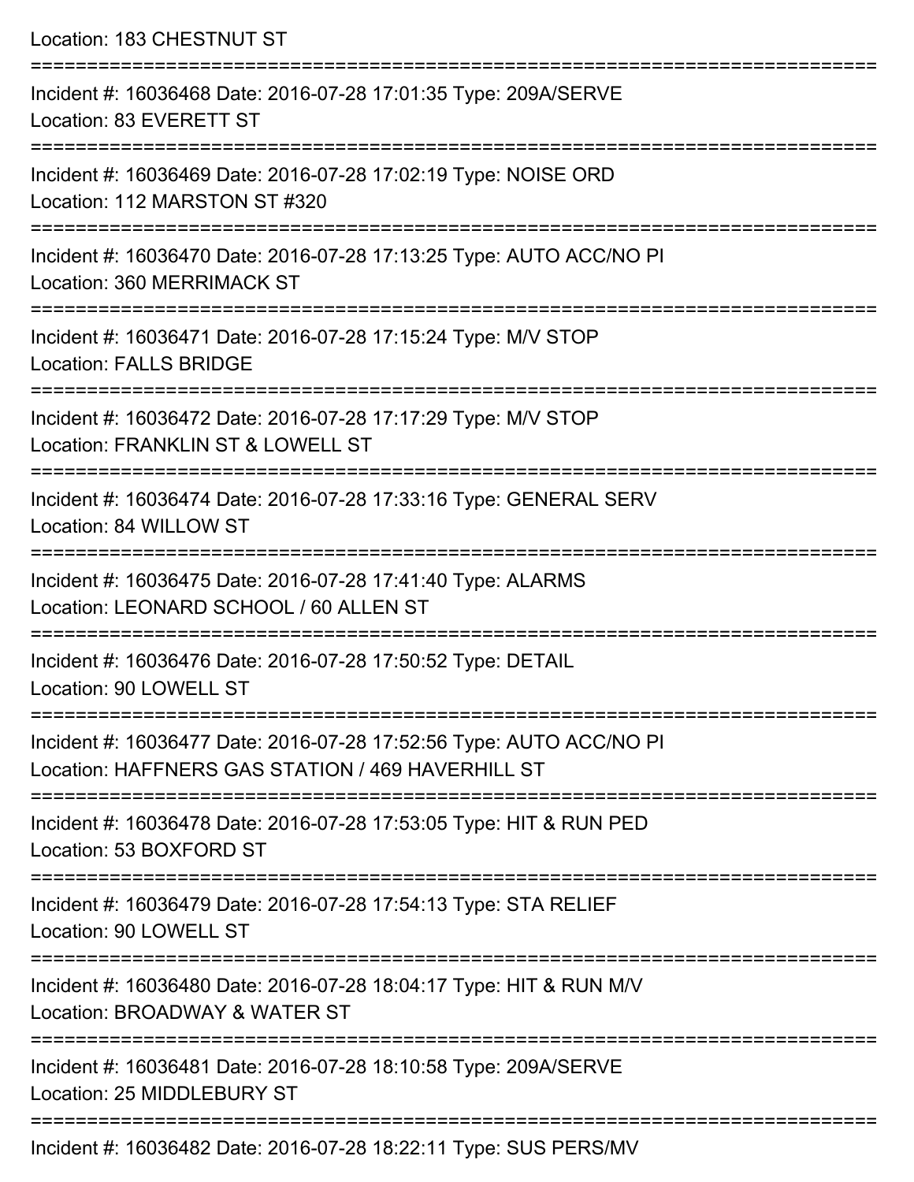Location: 183 CHESTNUT ST

===========================================================================

Incident #: 16036468 Date: 2016-07-28 17:01:35 Type: 209A/SERVE
Location: 83 EVERETT ST

===========================================================================

Incident #: 16036469 Date: 2016-07-28 17:02:19 Type: NOISE ORD
Location: 112 MARSTON ST #320

===========================================================================

Incident #: 16036470 Date: 2016-07-28 17:13:25 Type: AUTO ACC/NO PI
Location: 360 MERRIMACK ST

===========================================================================

Incident #: 16036471 Date: 2016-07-28 17:15:24 Type: M/V STOP
Location: FALLS BRIDGE

===========================================================================

Incident #: 16036472 Date: 2016-07-28 17:17:29 Type: M/V STOP
Location: FRANKLIN ST & LOWELL ST

===========================================================================

Incident #: 16036474 Date: 2016-07-28 17:33:16 Type: GENERAL SERV
Location: 84 WILLOW ST

===========================================================================

Incident #: 16036475 Date: 2016-07-28 17:41:40 Type: ALARMS
Location: LEONARD SCHOOL / 60 ALLEN ST

===========================================================================

Incident #: 16036476 Date: 2016-07-28 17:50:52 Type: DETAIL
Location: 90 LOWELL ST

===========================================================================

Incident #: 16036477 Date: 2016-07-28 17:52:56 Type: AUTO ACC/NO PI
Location: HAFFNERS GAS STATION / 469 HAVERHILL ST

===========================================================================

Incident #: 16036478 Date: 2016-07-28 17:53:05 Type: HIT & RUN PED
Location: 53 BOXFORD ST

===========================================================================

Incident #: 16036479 Date: 2016-07-28 17:54:13 Type: STA RELIEF
Location: 90 LOWELL ST

===========================================================================

Incident #: 16036480 Date: 2016-07-28 18:04:17 Type: HIT & RUN M/V
Location: BROADWAY & WATER ST

===========================================================================

Incident #: 16036481 Date: 2016-07-28 18:10:58 Type: 209A/SERVE
Location: 25 MIDDLEBURY ST

===========================================================================

Incident #: 16036482 Date: 2016-07-28 18:22:11 Type: SUS PERS/MV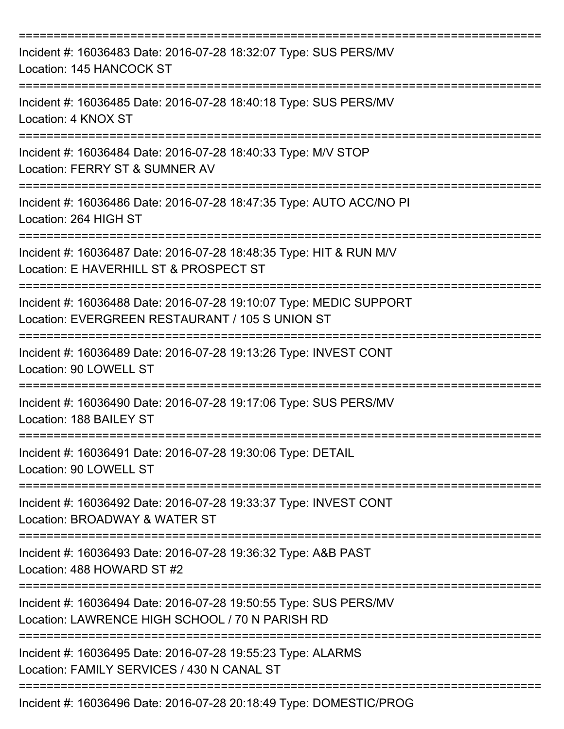===========================================================================

Incident #: 16036483 Date: 2016-07-28 18:32:07 Type: SUS PERS/MV
Location: 145 HANCOCK ST

===========================================================================

Incident #: 16036485 Date: 2016-07-28 18:40:18 Type: SUS PERS/MV
Location: 4 KNOX ST

===========================================================================

Incident #: 16036484 Date: 2016-07-28 18:40:33 Type: M/V STOP
Location: FERRY ST & SUMNER AV

===========================================================================

Incident #: 16036486 Date: 2016-07-28 18:47:35 Type: AUTO ACC/NO PI
Location: 264 HIGH ST

===========================================================================

Incident #: 16036487 Date: 2016-07-28 18:48:35 Type: HIT & RUN M/V
Location: E HAVERHILL ST & PROSPECT ST

===========================================================================

Incident #: 16036488 Date: 2016-07-28 19:10:07 Type: MEDIC SUPPORT
Location: EVERGREEN RESTAURANT / 105 S UNION ST

===========================================================================

Incident #: 16036489 Date: 2016-07-28 19:13:26 Type: INVEST CONT
Location: 90 LOWELL ST

===========================================================================

Incident #: 16036490 Date: 2016-07-28 19:17:06 Type: SUS PERS/MV
Location: 188 BAILEY ST

===========================================================================

Incident #: 16036491 Date: 2016-07-28 19:30:06 Type: DETAIL
Location: 90 LOWELL ST

===========================================================================

Incident #: 16036492 Date: 2016-07-28 19:33:37 Type: INVEST CONT
Location: BROADWAY & WATER ST

===========================================================================

Incident #: 16036493 Date: 2016-07-28 19:36:32 Type: A&B PAST
Location: 488 HOWARD ST #2

===========================================================================

Incident #: 16036494 Date: 2016-07-28 19:50:55 Type: SUS PERS/MV
Location: LAWRENCE HIGH SCHOOL / 70 N PARISH RD

===========================================================================

Incident #: 16036495 Date: 2016-07-28 19:55:23 Type: ALARMS
Location: FAMILY SERVICES / 430 N CANAL ST

===========================================================================

Incident #: 16036496 Date: 2016-07-28 20:18:49 Type: DOMESTIC/PROG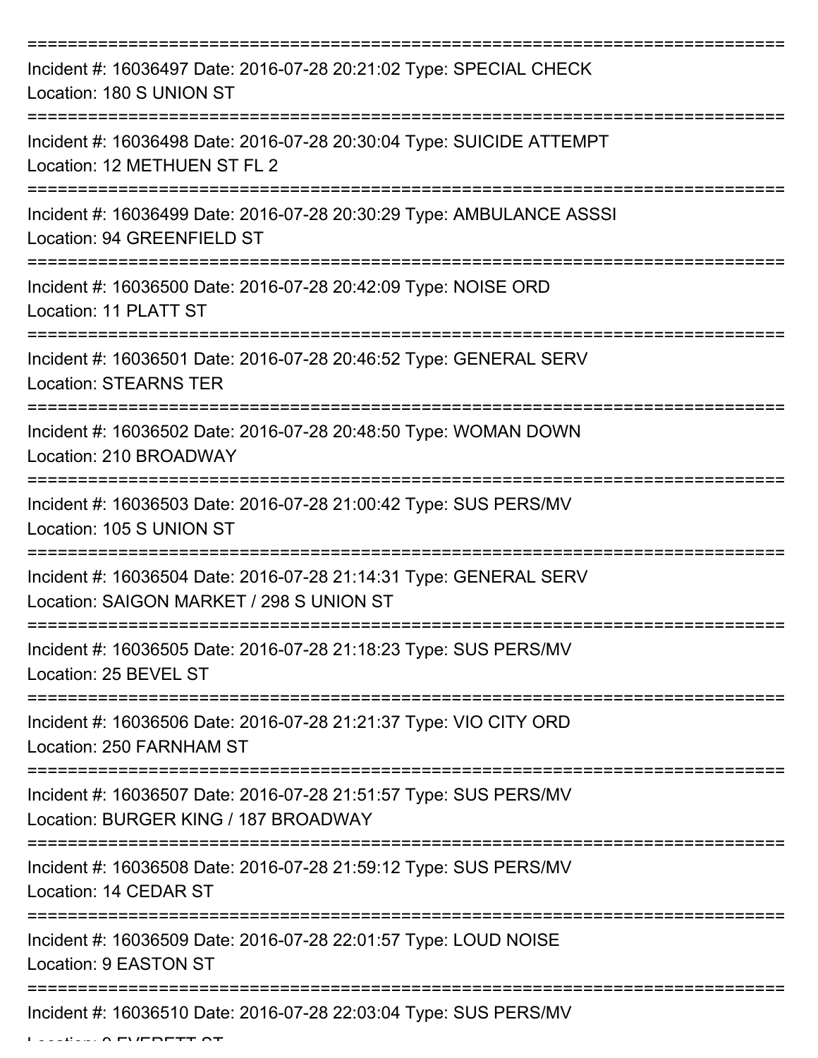===========================================================================

Incident #: 16036497 Date: 2016-07-28 20:21:02 Type: SPECIAL CHECK
Location: 180 S UNION ST

===========================================================================

Incident #: 16036498 Date: 2016-07-28 20:30:04 Type: SUICIDE ATTEMPT
Location: 12 METHUEN ST FL 2

===========================================================================

Incident #: 16036499 Date: 2016-07-28 20:30:29 Type: AMBULANCE ASSSI
Location: 94 GREENFIELD ST

===========================================================================

Incident #: 16036500 Date: 2016-07-28 20:42:09 Type: NOISE ORD
Location: 11 PLATT ST

===========================================================================

Incident #: 16036501 Date: 2016-07-28 20:46:52 Type: GENERAL SERV
Location: STEARNS TER

===========================================================================

Incident #: 16036502 Date: 2016-07-28 20:48:50 Type: WOMAN DOWN
Location: 210 BROADWAY

===========================================================================

Incident #: 16036503 Date: 2016-07-28 21:00:42 Type: SUS PERS/MV
Location: 105 S UNION ST

===========================================================================

Incident #: 16036504 Date: 2016-07-28 21:14:31 Type: GENERAL SERV
Location: SAIGON MARKET / 298 S UNION ST

===========================================================================

Incident #: 16036505 Date: 2016-07-28 21:18:23 Type: SUS PERS/MV
Location: 25 BEVEL ST

===========================================================================

Incident #: 16036506 Date: 2016-07-28 21:21:37 Type: VIO CITY ORD
Location: 250 FARNHAM ST

===========================================================================

Incident #: 16036507 Date: 2016-07-28 21:51:57 Type: SUS PERS/MV
Location: BURGER KING / 187 BROADWAY

===========================================================================

Incident #: 16036508 Date: 2016-07-28 21:59:12 Type: SUS PERS/MV
Location: 14 CEDAR ST

===========================================================================

Incident #: 16036509 Date: 2016-07-28 22:01:57 Type: LOUD NOISE
Location: 9 EASTON ST

===========================================================================

Incident #: 16036510 Date: 2016-07-28 22:03:04 Type: SUS PERS/MV
Location: 9 EVERETT ST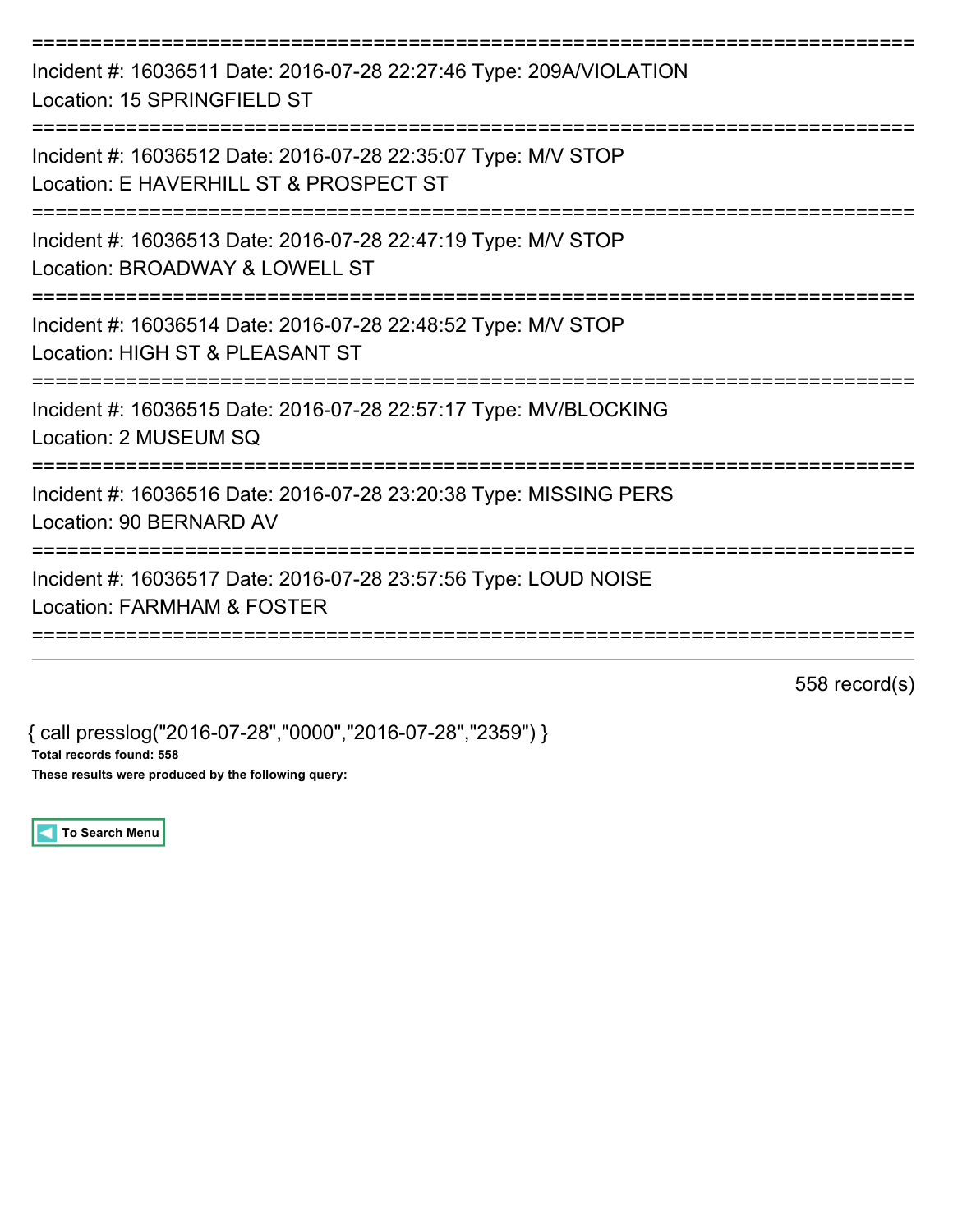===========================================================================

Incident #: 16036511 Date: 2016-07-28 22:27:46 Type: 209A/VIOLATION
Location: 15 SPRINGFIELD ST

===========================================================================

Incident #: 16036512 Date: 2016-07-28 22:35:07 Type: M/V STOP
Location: E HAVERHILL ST & PROSPECT ST

===========================================================================

Incident #: 16036513 Date: 2016-07-28 22:47:19 Type: M/V STOP
Location: BROADWAY & LOWELL ST

===========================================================================

Incident #: 16036514 Date: 2016-07-28 22:48:52 Type: M/V STOP
Location: HIGH ST & PLEASANT ST

===========================================================================

Incident #: 16036515 Date: 2016-07-28 22:57:17 Type: MV/BLOCKING
Location: 2 MUSEUM SQ

===========================================================================

Incident #: 16036516 Date: 2016-07-28 23:20:38 Type: MISSING PERS
Location: 90 BERNARD AV

===========================================================================

Incident #: 16036517 Date: 2016-07-28 23:57:56 Type: LOUD NOISE
Location: FARMHAM & FOSTER

===========================================================================

558 record(s)

{ call presslog("2016-07-28","0000","2016-07-28","2359") }

**Total records found: 558**

**These results were produced by the following query:**

To Search Menu